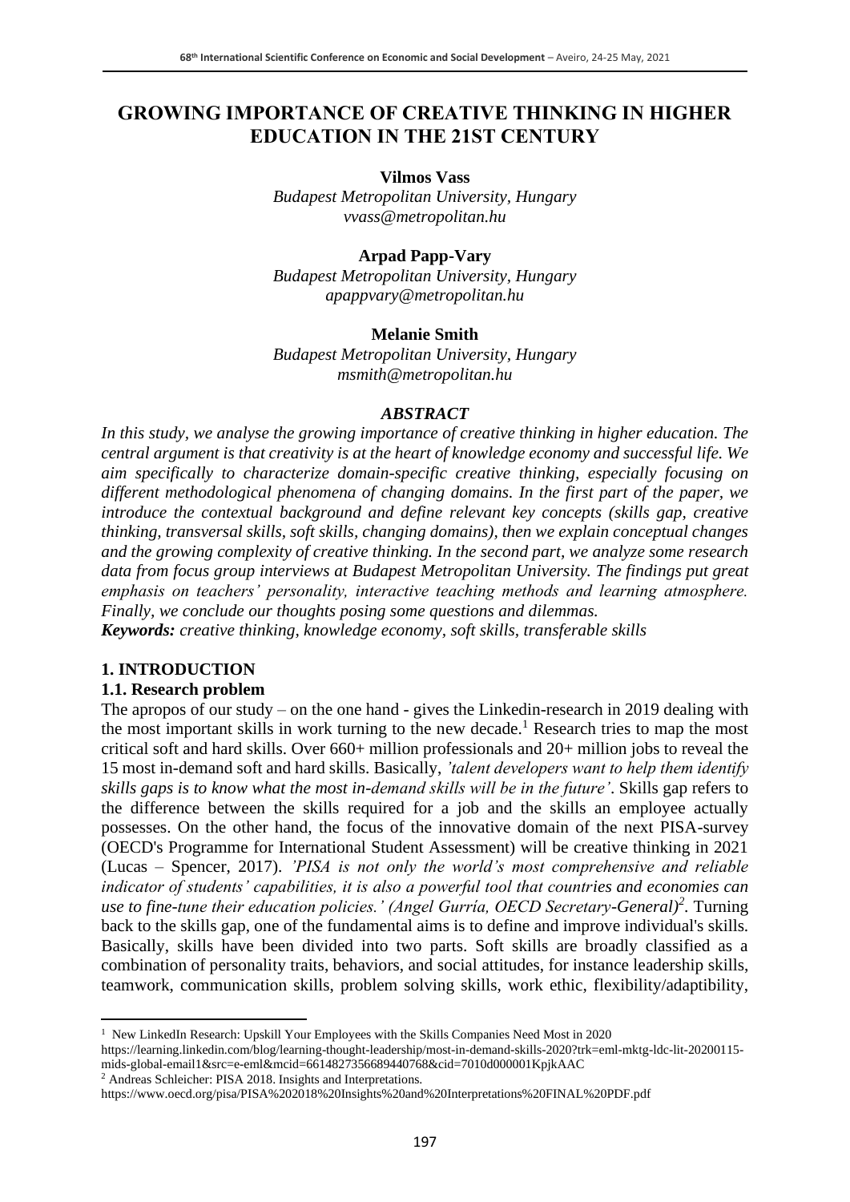# GROWING IMPORTANCE OF CREATIVE THINKING IN HIGHER EDUCATION IN THE 21ST CENTURY

**Vilmos Vass**
*Budapest Metropolitan University, Hungary*
*vvass@metropolitan.hu*

**Arpad Papp-Vary**
*Budapest Metropolitan University, Hungary*
*apappvary@metropolitan.hu*

**Melanie Smith**
*Budapest Metropolitan University, Hungary*
*msmith@metropolitan.hu*

### *ABSTRACT*

*In this study, we analyse the growing importance of creative thinking in higher education. The central argument is that creativity is at the heart of knowledge economy and successful life. We aim specifically to characterize domain-specific creative thinking, especially focusing on different methodological phenomena of changing domains. In the first part of the paper, we introduce the contextual background and define relevant key concepts (skills gap, creative thinking, transversal skills, soft skills, changing domains), then we explain conceptual changes and the growing complexity of creative thinking. In the second part, we analyze some research data from focus group interviews at Budapest Metropolitan University. The findings put great emphasis on teachers' personality, interactive teaching methods and learning atmosphere. Finally, we conclude our thoughts posing some questions and dilemmas.*

***Keywords:*** *creative thinking, knowledge economy, soft skills, transferable skills*

## 1. INTRODUCTION

### 1.1. Research problem

The apropos of our study – on the one hand - gives the Linkedin-research in 2019 dealing with the most important skills in work turning to the new decade.[1] Research tries to map the most critical soft and hard skills. Over 660+ million professionals and 20+ million jobs to reveal the 15 most in-demand soft and hard skills. Basically, *'talent developers want to help them identify skills gaps is to know what the most in-demand skills will be in the future'*. Skills gap refers to the difference between the skills required for a job and the skills an employee actually possesses. On the other hand, the focus of the innovative domain of the next PISA-survey (OECD's Programme for International Student Assessment) will be creative thinking in 2021 (Lucas – Spencer, 2017). *'PISA is not only the world's most comprehensive and reliable indicator of students' capabilities, it is also a powerful tool that countries and economies can use to fine-tune their education policies.' (Angel Gurría, OECD Secretary-General)*[2]. Turning back to the skills gap, one of the fundamental aims is to define and improve individual's skills. Basically, skills have been divided into two parts. Soft skills are broadly classified as a combination of personality traits, behaviors, and social attitudes, for instance leadership skills, teamwork, communication skills, problem solving skills, work ethic, flexibility/adaptibility,

---

[1] New LinkedIn Research: Upskill Your Employees with the Skills Companies Need Most in 2020 https://learning.linkedin.com/blog/learning-thought-leadership/most-in-demand-skills-2020?trk=eml-mktg-ldc-lit-20200115-mids-global-email1&src=e-eml&mcid=6614827356689440768&cid=7010d000001KpjkAAC

[2] Andreas Schleicher: PISA 2018. Insights and Interpretations. https://www.oecd.org/pisa/PISA%202018%20Insights%20and%20Interpretations%20FINAL%20PDF.pdf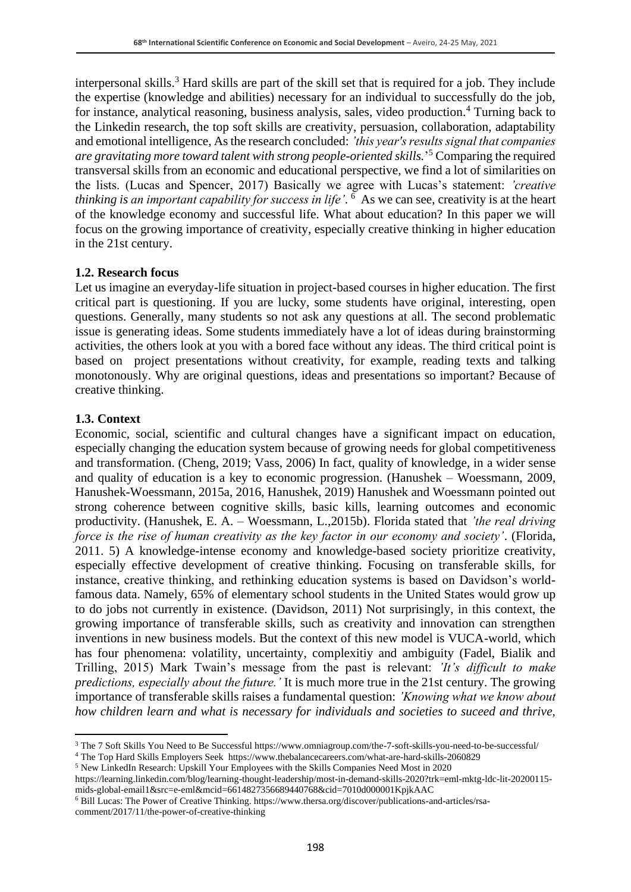interpersonal skills.[3] Hard skills are part of the skill set that is required for a job. They include the expertise (knowledge and abilities) necessary for an individual to successfully do the job, for instance, analytical reasoning, business analysis, sales, video production.[4] Turning back to the Linkedin research, the top soft skills are creativity, persuasion, collaboration, adaptability and emotional intelligence, As the research concluded: *'this year's results signal that companies are gravitating more toward talent with strong people-oriented skills.'*[5] Comparing the required transversal skills from an economic and educational perspective, we find a lot of similarities on the lists. (Lucas and Spencer, 2017) Basically we agree with Lucas's statement: *'creative thinking is an important capability for success in life'*. [6] As we can see, creativity is at the heart of the knowledge economy and successful life. What about education? In this paper we will focus on the growing importance of creativity, especially creative thinking in higher education in the 21st century.

### 1.2. Research focus

Let us imagine an everyday-life situation in project-based courses in higher education. The first critical part is questioning. If you are lucky, some students have original, interesting, open questions. Generally, many students so not ask any questions at all. The second problematic issue is generating ideas. Some students immediately have a lot of ideas during brainstorming activities, the others look at you with a bored face without any ideas. The third critical point is based on project presentations without creativity, for example, reading texts and talking monotonously. Why are original questions, ideas and presentations so important? Because of creative thinking.

### 1.3. Context

Economic, social, scientific and cultural changes have a significant impact on education, especially changing the education system because of growing needs for global competitiveness and transformation. (Cheng, 2019; Vass, 2006) In fact, quality of knowledge, in a wider sense and quality of education is a key to economic progression. (Hanushek – Woessmann, 2009, Hanushek-Woessmann, 2015a, 2016, Hanushek, 2019) Hanushek and Woessmann pointed out strong coherence between cognitive skills, basic kills, learning outcomes and economic productivity. (Hanushek, E. A. – Woessmann, L.,2015b). Florida stated that *'the real driving force is the rise of human creativity as the key factor in our economy and society'*. (Florida, 2011. 5) A knowledge-intense economy and knowledge-based society prioritize creativity, especially effective development of creative thinking. Focusing on transferable skills, for instance, creative thinking, and rethinking education systems is based on Davidson's world-famous data. Namely, 65% of elementary school students in the United States would grow up to do jobs not currently in existence. (Davidson, 2011) Not surprisingly, in this context, the growing importance of transferable skills, such as creativity and innovation can strengthen inventions in new business models. But the context of this new model is VUCA-world, which has four phenomena: volatility, uncertainty, complexitiy and ambiguity (Fadel, Bialik and Trilling, 2015) Mark Twain's message from the past is relevant: *'It's difficult to make predictions, especially about the future.'* It is much more true in the 21st century. The growing importance of transferable skills raises a fundamental question: *'Knowing what we know about how children learn and what is necessary for individuals and societies to suceed and thrive,*

---

[3] The 7 Soft Skills You Need to Be Successful https://www.omniagroup.com/the-7-soft-skills-you-need-to-be-successful/

[4] The Top Hard Skills Employers Seek https://www.thebalancecareers.com/what-are-hard-skills-2060829

[5] New LinkedIn Research: Upskill Your Employees with the Skills Companies Need Most in 2020 https://learning.linkedin.com/blog/learning-thought-leadership/most-in-demand-skills-2020?trk=eml-mktg-ldc-lit-20200115-mids-global-email1&src=e-eml&mcid=6614827356689440768&cid=7010d000001KpjkAAC

[6] Bill Lucas: The Power of Creative Thinking. https://www.thersa.org/discover/publications-and-articles/rsa-comment/2017/11/the-power-of-creative-thinking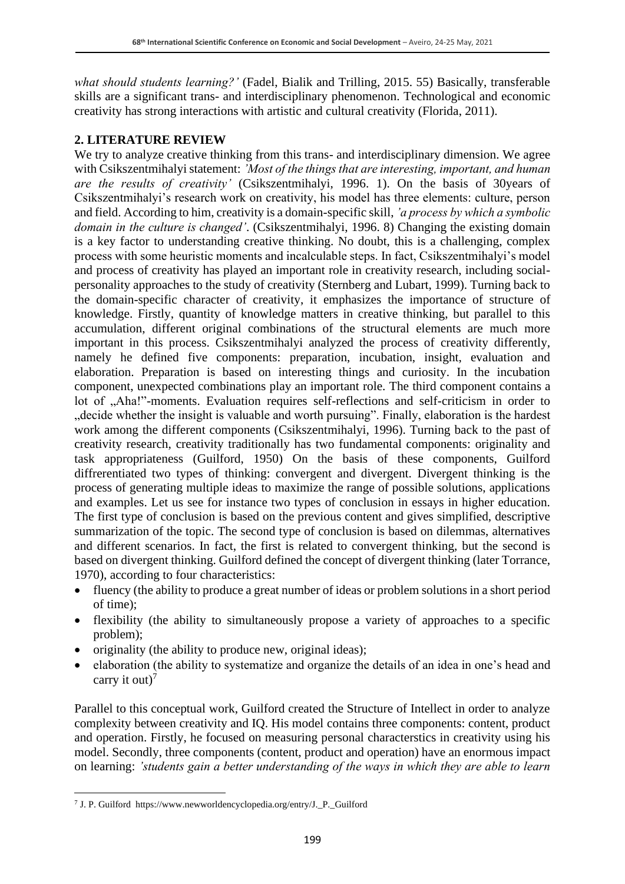*what should students learning?'* (Fadel, Bialik and Trilling, 2015. 55) Basically, transferable skills are a significant trans- and interdisciplinary phenomenon. Technological and economic creativity has strong interactions with artistic and cultural creativity (Florida, 2011).

## 2. LITERATURE REVIEW

We try to analyze creative thinking from this trans- and interdisciplinary dimension. We agree with Csikszentmihalyi statement: *'Most of the things that are interesting, important, and human are the results of creativity'* (Csikszentmihalyi, 1996. 1). On the basis of 30years of Csikszentmihalyi's research work on creativity, his model has three elements: culture, person and field. According to him, creativity is a domain-specific skill, *'a process by which a symbolic domain in the culture is changed'*. (Csikszentmihalyi, 1996. 8) Changing the existing domain is a key factor to understanding creative thinking. No doubt, this is a challenging, complex process with some heuristic moments and incalculable steps. In fact, Csikszentmihalyi's model and process of creativity has played an important role in creativity research, including social-personality approaches to the study of creativity (Sternberg and Lubart, 1999). Turning back to the domain-specific character of creativity, it emphasizes the importance of structure of knowledge. Firstly, quantity of knowledge matters in creative thinking, but parallel to this accumulation, different original combinations of the structural elements are much more important in this process. Csikszentmihalyi analyzed the process of creativity differently, namely he defined five components: preparation, incubation, insight, evaluation and elaboration. Preparation is based on interesting things and curiosity. In the incubation component, unexpected combinations play an important role. The third component contains a lot of „Aha!"-moments. Evaluation requires self-reflections and self-criticism in order to „decide whether the insight is valuable and worth pursuing". Finally, elaboration is the hardest work among the different components (Csikszentmihalyi, 1996). Turning back to the past of creativity research, creativity traditionally has two fundamental components: originality and task appropriateness (Guilford, 1950) On the basis of these components, Guilford diffrerentiated two types of thinking: convergent and divergent. Divergent thinking is the process of generating multiple ideas to maximize the range of possible solutions, applications and examples. Let us see for instance two types of conclusion in essays in higher education. The first type of conclusion is based on the previous content and gives simplified, descriptive summarization of the topic. The second type of conclusion is based on dilemmas, alternatives and different scenarios. In fact, the first is related to convergent thinking, but the second is based on divergent thinking. Guilford defined the concept of divergent thinking (later Torrance, 1970), according to four characteristics:

- fluency (the ability to produce a great number of ideas or problem solutions in a short period of time);
- flexibility (the ability to simultaneously propose a variety of approaches to a specific problem);
- originality (the ability to produce new, original ideas);
- elaboration (the ability to systematize and organize the details of an idea in one's head and carry it out)[7]

Parallel to this conceptual work, Guilford created the Structure of Intellect in order to analyze complexity between creativity and IQ. His model contains three components: content, product and operation. Firstly, he focused on measuring personal characterstics in creativity using his model. Secondly, three components (content, product and operation) have an enormous impact on learning: *'students gain a better understanding of the ways in which they are able to learn*

[7] J. P. Guilford https://www.newworldencyclopedia.org/entry/J._P._Guilford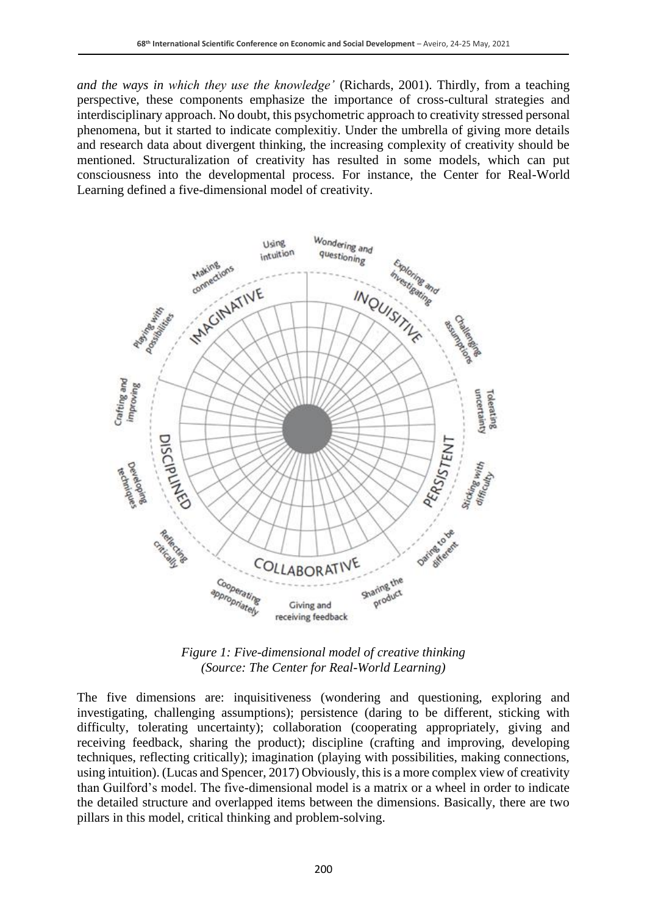*and the ways in which they use the knowledge'* (Richards, 2001). Thirdly, from a teaching perspective, these components emphasize the importance of cross-cultural strategies and interdisciplinary approach. No doubt, this psychometric approach to creativity stressed personal phenomena, but it started to indicate complexitiy. Under the umbrella of giving more details and research data about divergent thinking, the increasing complexity of creativity should be mentioned. Structuralization of creativity has resulted in some models, which can put consciousness into the developmental process. For instance, the Center for Real-World Learning defined a five-dimensional model of creativity.

*Figure 1: Five-dimensional model of creative thinking (Source: The Center for Real-World Learning)*

The five dimensions are: inquisitiveness (wondering and questioning, exploring and investigating, challenging assumptions); persistence (daring to be different, sticking with difficulty, tolerating uncertainty); collaboration (cooperating appropriately, giving and receiving feedback, sharing the product); discipline (crafting and improving, developing techniques, reflecting critically); imagination (playing with possibilities, making connections, using intuition). (Lucas and Spencer, 2017) Obviously, this is a more complex view of creativity than Guilford's model. The five-dimensional model is a matrix or a wheel in order to indicate the detailed structure and overlapped items between the dimensions. Basically, there are two pillars in this model, critical thinking and problem-solving.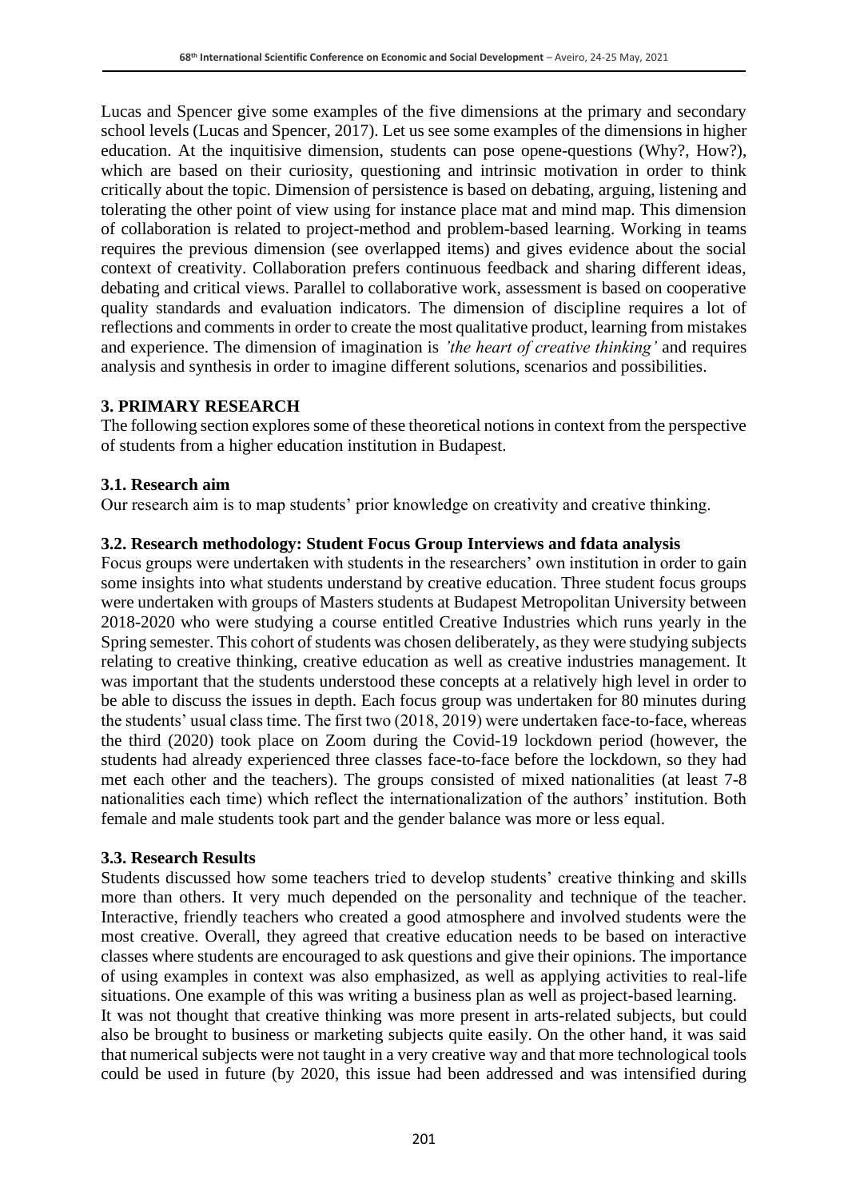Lucas and Spencer give some examples of the five dimensions at the primary and secondary school levels (Lucas and Spencer, 2017). Let us see some examples of the dimensions in higher education. At the inquitisive dimension, students can pose opene-questions (Why?, How?), which are based on their curiosity, questioning and intrinsic motivation in order to think critically about the topic. Dimension of persistence is based on debating, arguing, listening and tolerating the other point of view using for instance place mat and mind map. This dimension of collaboration is related to project-method and problem-based learning. Working in teams requires the previous dimension (see overlapped items) and gives evidence about the social context of creativity. Collaboration prefers continuous feedback and sharing different ideas, debating and critical views. Parallel to collaborative work, assessment is based on cooperative quality standards and evaluation indicators. The dimension of discipline requires a lot of reflections and comments in order to create the most qualitative product, learning from mistakes and experience. The dimension of imagination is *'the heart of creative thinking'* and requires analysis and synthesis in order to imagine different solutions, scenarios and possibilities.

## 3. PRIMARY RESEARCH

The following section explores some of these theoretical notions in context from the perspective of students from a higher education institution in Budapest.

### 3.1. Research aim

Our research aim is to map students' prior knowledge on creativity and creative thinking.

### 3.2. Research methodology: Student Focus Group Interviews and fdata analysis

Focus groups were undertaken with students in the researchers' own institution in order to gain some insights into what students understand by creative education. Three student focus groups were undertaken with groups of Masters students at Budapest Metropolitan University between 2018-2020 who were studying a course entitled Creative Industries which runs yearly in the Spring semester. This cohort of students was chosen deliberately, as they were studying subjects relating to creative thinking, creative education as well as creative industries management. It was important that the students understood these concepts at a relatively high level in order to be able to discuss the issues in depth. Each focus group was undertaken for 80 minutes during the students' usual class time. The first two (2018, 2019) were undertaken face-to-face, whereas the third (2020) took place on Zoom during the Covid-19 lockdown period (however, the students had already experienced three classes face-to-face before the lockdown, so they had met each other and the teachers). The groups consisted of mixed nationalities (at least 7-8 nationalities each time) which reflect the internationalization of the authors' institution. Both female and male students took part and the gender balance was more or less equal.

### 3.3. Research Results

Students discussed how some teachers tried to develop students' creative thinking and skills more than others. It very much depended on the personality and technique of the teacher. Interactive, friendly teachers who created a good atmosphere and involved students were the most creative. Overall, they agreed that creative education needs to be based on interactive classes where students are encouraged to ask questions and give their opinions. The importance of using examples in context was also emphasized, as well as applying activities to real-life situations. One example of this was writing a business plan as well as project-based learning.

It was not thought that creative thinking was more present in arts-related subjects, but could also be brought to business or marketing subjects quite easily. On the other hand, it was said that numerical subjects were not taught in a very creative way and that more technological tools could be used in future (by 2020, this issue had been addressed and was intensified during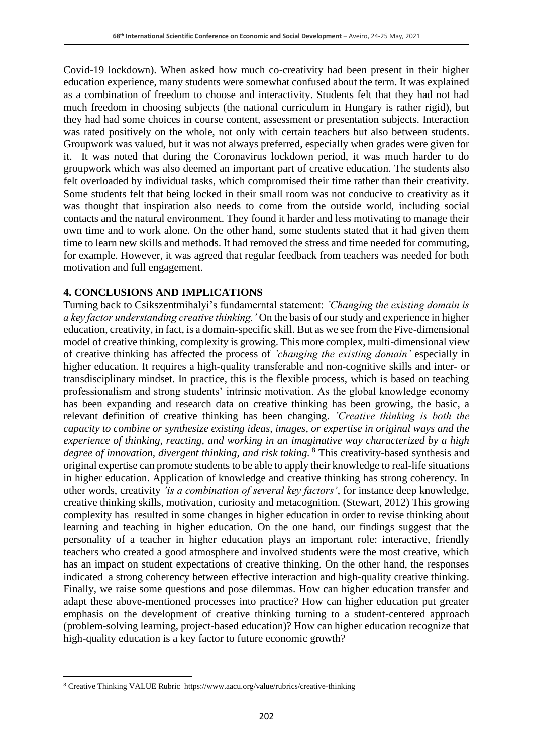Covid-19 lockdown). When asked how much co-creativity had been present in their higher education experience, many students were somewhat confused about the term. It was explained as a combination of freedom to choose and interactivity. Students felt that they had not had much freedom in choosing subjects (the national curriculum in Hungary is rather rigid), but they had had some choices in course content, assessment or presentation subjects. Interaction was rated positively on the whole, not only with certain teachers but also between students. Groupwork was valued, but it was not always preferred, especially when grades were given for it. It was noted that during the Coronavirus lockdown period, it was much harder to do groupwork which was also deemed an important part of creative education. The students also felt overloaded by individual tasks, which compromised their time rather than their creativity. Some students felt that being locked in their small room was not conducive to creativity as it was thought that inspiration also needs to come from the outside world, including social contacts and the natural environment. They found it harder and less motivating to manage their own time and to work alone. On the other hand, some students stated that it had given them time to learn new skills and methods. It had removed the stress and time needed for commuting, for example. However, it was agreed that regular feedback from teachers was needed for both motivation and full engagement.

## 4. CONCLUSIONS AND IMPLICATIONS

Turning back to Csikszentmihalyi's fundamerntal statement: *'Changing the existing domain is a key factor understanding creative thinking.'* On the basis of our study and experience in higher education, creativity, in fact, is a domain-specific skill. But as we see from the Five-dimensional model of creative thinking, complexity is growing. This more complex, multi-dimensional view of creative thinking has affected the process of *'changing the existing domain'* especially in higher education. It requires a high-quality transferable and non-cognitive skills and inter- or transdisciplinary mindset. In practice, this is the flexible process, which is based on teaching professionalism and strong students' intrinsic motivation. As the global knowledge economy has been expanding and research data on creative thinking has been growing, the basic, a relevant definition of creative thinking has been changing. *'Creative thinking is both the capacity to combine or synthesize existing ideas, images, or expertise in original ways and the experience of thinking, reacting, and working in an imaginative way characterized by a high degree of innovation, divergent thinking, and risk taking.* [8] This creativity-based synthesis and original expertise can promote students to be able to apply their knowledge to real-life situations in higher education. Application of knowledge and creative thinking has strong coherency. In other words, creativity *'is a combination of several key factors'*, for instance deep knowledge, creative thinking skills, motivation, curiosity and metacognition. (Stewart, 2012) This growing complexity has resulted in some changes in higher education in order to revise thinking about learning and teaching in higher education. On the one hand, our findings suggest that the personality of a teacher in higher education plays an important role: interactive, friendly teachers who created a good atmosphere and involved students were the most creative, which has an impact on student expectations of creative thinking. On the other hand, the responses indicated a strong coherency between effective interaction and high-quality creative thinking. Finally, we raise some questions and pose dilemmas. How can higher education transfer and adapt these above-mentioned processes into practice? How can higher education put greater emphasis on the development of creative thinking turning to a student-centered approach (problem-solving learning, project-based education)? How can higher education recognize that high-quality education is a key factor to future economic growth?

---

[8] Creative Thinking VALUE Rubric https://www.aacu.org/value/rubrics/creative-thinking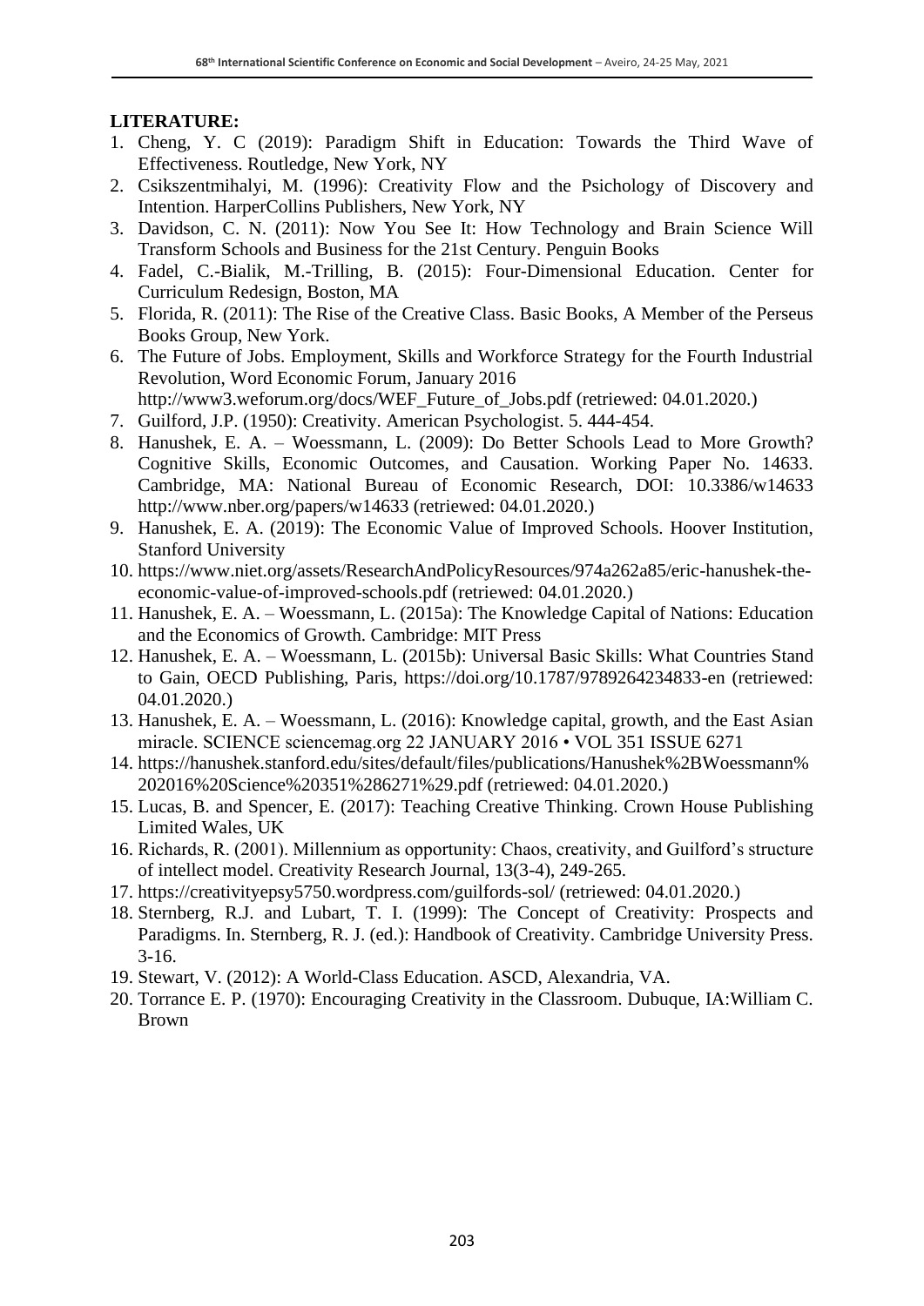**LITERATURE:**

1. Cheng, Y. C (2019): Paradigm Shift in Education: Towards the Third Wave of Effectiveness. Routledge, New York, NY
2. Csikszentmihalyi, M. (1996): Creativity Flow and the Psichology of Discovery and Intention. HarperCollins Publishers, New York, NY
3. Davidson, C. N. (2011): Now You See It: How Technology and Brain Science Will Transform Schools and Business for the 21st Century. Penguin Books
4. Fadel, C.-Bialik, M.-Trilling, B. (2015): Four-Dimensional Education. Center for Curriculum Redesign, Boston, MA
5. Florida, R. (2011): The Rise of the Creative Class. Basic Books, A Member of the Perseus Books Group, New York.
6. The Future of Jobs. Employment, Skills and Workforce Strategy for the Fourth Industrial Revolution, Word Economic Forum, January 2016 http://www3.weforum.org/docs/WEF_Future_of_Jobs.pdf (retriewed: 04.01.2020.)
7. Guilford, J.P. (1950): Creativity. American Psychologist. 5. 444-454.
8. Hanushek, E. A. – Woessmann, L. (2009): Do Better Schools Lead to More Growth? Cognitive Skills, Economic Outcomes, and Causation. Working Paper No. 14633. Cambridge, MA: National Bureau of Economic Research, DOI: 10.3386/w14633 http://www.nber.org/papers/w14633 (retriewed: 04.01.2020.)
9. Hanushek, E. A. (2019): The Economic Value of Improved Schools. Hoover Institution, Stanford University
10. https://www.niet.org/assets/ResearchAndPolicyResources/974a262a85/eric-hanushek-the-economic-value-of-improved-schools.pdf (retriewed: 04.01.2020.)
11. Hanushek, E. A. – Woessmann, L. (2015a): The Knowledge Capital of Nations: Education and the Economics of Growth. Cambridge: MIT Press
12. Hanushek, E. A. – Woessmann, L. (2015b): Universal Basic Skills: What Countries Stand to Gain, OECD Publishing, Paris, https://doi.org/10.1787/9789264234833-en (retriewed: 04.01.2020.)
13. Hanushek, E. A. – Woessmann, L. (2016): Knowledge capital, growth, and the East Asian miracle. SCIENCE sciencemag.org 22 JANUARY 2016 • VOL 351 ISSUE 6271
14. https://hanushek.stanford.edu/sites/default/files/publications/Hanushek%2BWoessmann%202016%20Science%20351%286271%29.pdf (retriewed: 04.01.2020.)
15. Lucas, B. and Spencer, E. (2017): Teaching Creative Thinking. Crown House Publishing Limited Wales, UK
16. Richards, R. (2001). Millennium as opportunity: Chaos, creativity, and Guilford's structure of intellect model. Creativity Research Journal, 13(3-4), 249-265.
17. https://creativityepsy5750.wordpress.com/guilfords-sol/ (retriewed: 04.01.2020.)
18. Sternberg, R.J. and Lubart, T. I. (1999): The Concept of Creativity: Prospects and Paradigms. In. Sternberg, R. J. (ed.): Handbook of Creativity. Cambridge University Press. 3-16.
19. Stewart, V. (2012): A World-Class Education. ASCD, Alexandria, VA.
20. Torrance E. P. (1970): Encouraging Creativity in the Classroom. Dubuque, IA:William C. Brown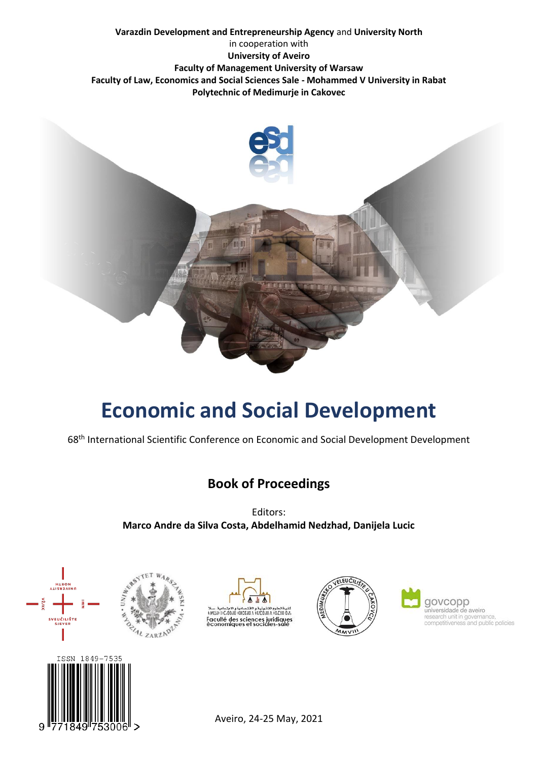**Varazdin Development and Entrepreneurship Agency** and **University North**
in cooperation with
**University of Aveiro**
**Faculty of Management University of Warsaw**
**Faculty of Law, Economics and Social Sciences Sale - Mohammed V University in Rabat**
**Polytechnic of Medimurje in Cakovec**

# Economic and Social Development

68[th] International Scientific Conference on Economic and Social Development Development

## Book of Proceedings

Editors:
**Marco Andre da Silva Costa, Abdelhamid Nedzhad, Danijela Lucic**

ISSN 1849-7535

Aveiro, 24-25 May, 2021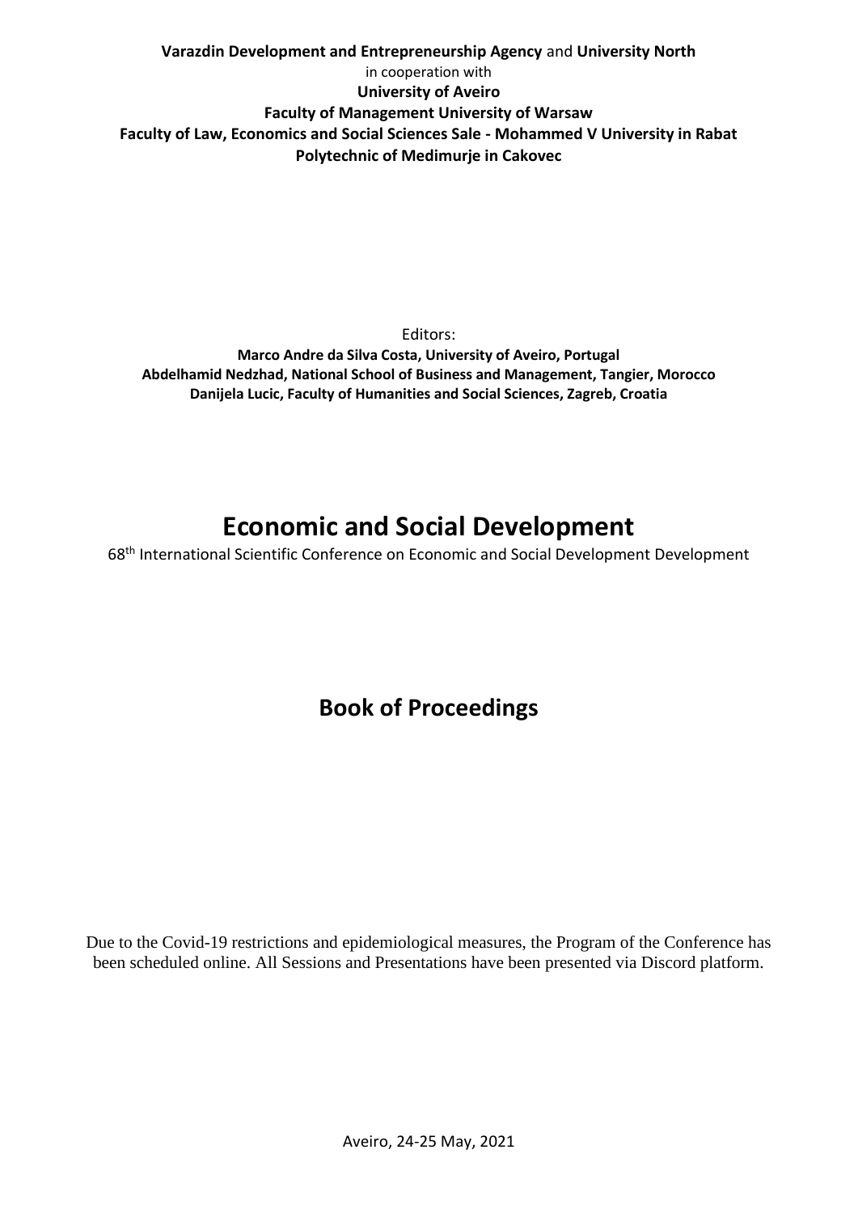**Varazdin Development and Entrepreneurship Agency** and **University North**
in cooperation with
**University of Aveiro**
**Faculty of Management University of Warsaw**
**Faculty of Law, Economics and Social Sciences Sale - Mohammed V University in Rabat**
**Polytechnic of Medimurje in Cakovec**

Editors:
**Marco Andre da Silva Costa, University of Aveiro, Portugal**
**Abdelhamid Nedzhad, National School of Business and Management, Tangier, Morocco**
**Danijela Lucic, Faculty of Humanities and Social Sciences, Zagreb, Croatia**

# Economic and Social Development

68th International Scientific Conference on Economic and Social Development Development

## Book of Proceedings

Due to the Covid-19 restrictions and epidemiological measures, the Program of the Conference has been scheduled online. All Sessions and Presentations have been presented via Discord platform.

Aveiro, 24-25 May, 2021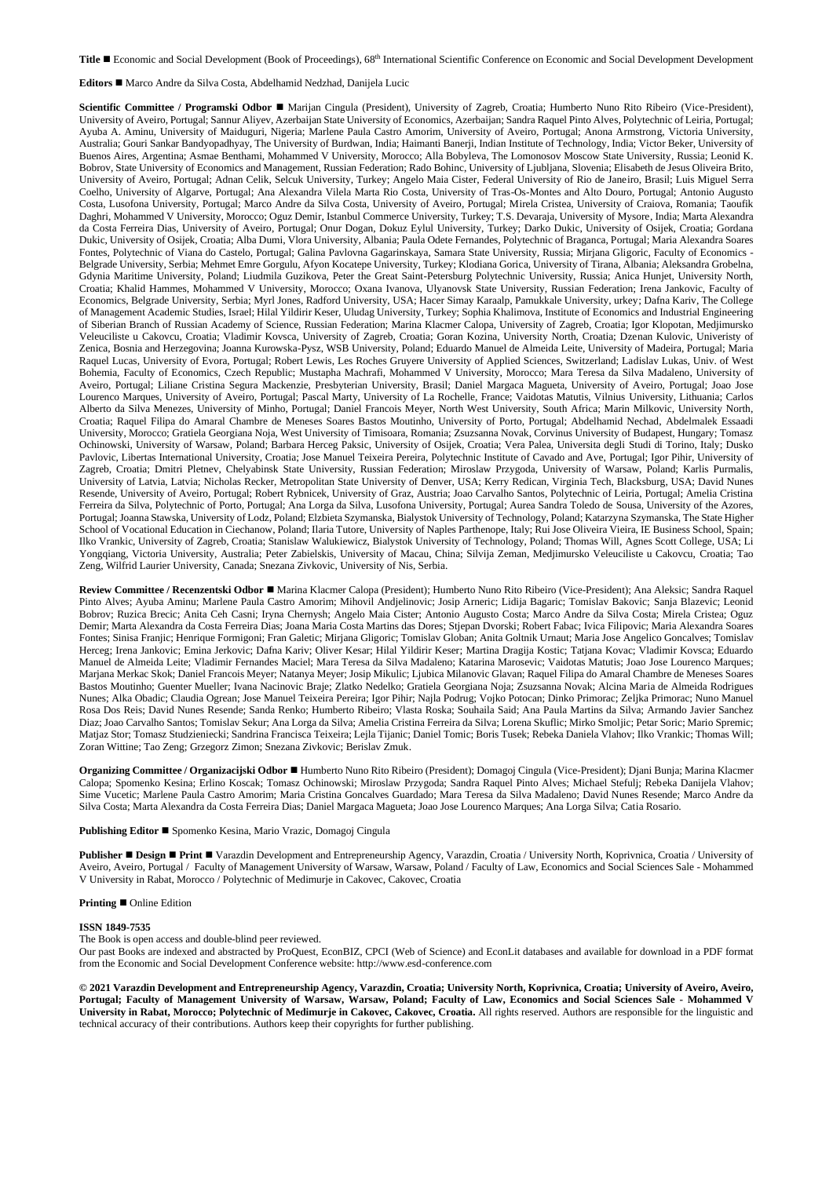**Title** ■ Economic and Social Development (Book of Proceedings), 68[th] International Scientific Conference on Economic and Social Development Development

**Editors** ■ Marco Andre da Silva Costa, Abdelhamid Nedzhad, Danijela Lucic

**Scientific Committee / Programski Odbor** ■ Marijan Cingula (President), University of Zagreb, Croatia; Humberto Nuno Rito Ribeiro (Vice-President), University of Aveiro, Portugal; Sannur Aliyev, Azerbaijan State University of Economics, Azerbaijan; Sandra Raquel Pinto Alves, Polytechnic of Leiria, Portugal; Ayuba A. Aminu, University of Maiduguri, Nigeria; Marlene Paula Castro Amorim, University of Aveiro, Portugal; Anona Armstrong, Victoria University, Australia; Gouri Sankar Bandyopadhyay, The University of Burdwan, India; Haimanti Banerji, Indian Institute of Technology, India; Victor Beker, University of Buenos Aires, Argentina; Asmae Benthami, Mohammed V University, Morocco; Alla Bobyleva, The Lomonosov Moscow State University, Russia; Leonid K. Bobrov, State University of Economics and Management, Russian Federation; Rado Bohinc, University of Ljubljana, Slovenia; Elisabeth de Jesus Oliveira Brito, University of Aveiro, Portugal; Adnan Celik, Selcuk University, Turkey; Angelo Maia Cister, Federal University of Rio de Janeiro, Brasil; Luis Miguel Serra Coelho, University of Algarve, Portugal; Ana Alexandra Vilela Marta Rio Costa, University of Tras-Os-Montes and Alto Douro, Portugal; Antonio Augusto Costa, Lusofona University, Portugal; Marco Andre da Silva Costa, University of Aveiro, Portugal; Mirela Cristea, University of Craiova, Romania; Taoufik Daghri, Mohammed V University, Morocco; Oguz Demir, Istanbul Commerce University, Turkey; T.S. Devaraja, University of Mysore, India; Marta Alexandra da Costa Ferreira Dias, University of Aveiro, Portugal; Onur Dogan, Dokuz Eylul University, Turkey; Darko Dukic, University of Osijek, Croatia; Gordana Dukic, University of Osijek, Croatia; Alba Dumi, Vlora University, Albania; Paula Odete Fernandes, Polytechnic of Braganca, Portugal; Maria Alexandra Soares Fontes, Polytechnic of Viana do Castelo, Portugal; Galina Pavlovna Gagarinskaya, Samara State University, Russia; Mirjana Gligoric, Faculty of Economics - Belgrade University, Serbia; Mehmet Emre Gorgulu, Afyon Kocatepe University, Turkey; Klodiana Gorica, University of Tirana, Albania; Aleksandra Grobelna, Gdynia Maritime University, Poland; Liudmila Guzikova, Peter the Great Saint-Petersburg Polytechnic University, Russia; Anica Hunjet, University North, Croatia; Khalid Hammes, Mohammed V University, Morocco; Oxana Ivanova, Ulyanovsk State University, Russian Federation; Irena Jankovic, Faculty of Economics, Belgrade University, Serbia; Myrl Jones, Radford University, USA; Hacer Simay Karaalp, Pamukkale University, urkey; Dafna Kariv, The College of Management Academic Studies, Israel; Hilal Yildirir Keser, Uludag University, Turkey; Sophia Khalimova, Institute of Economics and Industrial Engineering of Siberian Branch of Russian Academy of Science, Russian Federation; Marina Klacmer Calopa, University of Zagreb, Croatia; Igor Klopotan, Medjimursko Veleuciliste u Cakovcu, Croatia; Vladimir Kovsca, University of Zagreb, Croatia; Goran Kozina, University North, Croatia; Dzenan Kulovic, Univeristy of Zenica, Bosnia and Herzegovina; Joanna Kurowska-Pysz, WSB University, Poland; Eduardo Manuel de Almeida Leite, University of Madeira, Portugal; Maria Raquel Lucas, University of Evora, Portugal; Robert Lewis, Les Roches Gruyere University of Applied Sciences, Switzerland; Ladislav Lukas, Univ. of West Bohemia, Faculty of Economics, Czech Republic; Mustapha Machrafi, Mohammed V University, Morocco; Mara Teresa da Silva Madaleno, University of Aveiro, Portugal; Liliane Cristina Segura Mackenzie, Presbyterian University, Brasil; Daniel Margaca Magueta, University of Aveiro, Portugal; Joao Jose Lourenco Marques, University of Aveiro, Portugal; Pascal Marty, University of La Rochelle, France; Vaidotas Matutis, Vilnius University, Lithuania; Carlos Alberto da Silva Menezes, University of Minho, Portugal; Daniel Francois Meyer, North West University, South Africa; Marin Milkovic, University North, Croatia; Raquel Filipa do Amaral Chambre de Meneses Soares Bastos Moutinho, University of Porto, Portugal; Abdelhamid Nechad, Abdelmalek Essaadi University, Morocco; Gratiela Georgiana Noja, West University of Timisoara, Romania; Zsuzsanna Novak, Corvinus University of Budapest, Hungary; Tomasz Ochinowski, University of Warsaw, Poland; Barbara Herceg Paksic, University of Osijek, Croatia; Vera Palea, Universita degli Studi di Torino, Italy; Dusko Pavlovic, Libertas International University, Croatia; Jose Manuel Teixeira Pereira, Polytechnic Institute of Cavado and Ave, Portugal; Igor Pihir, University of Zagreb, Croatia; Dmitri Pletnev, Chelyabinsk State University, Russian Federation; Miroslaw Przygoda, University of Warsaw, Poland; Karlis Purmalis, University of Latvia, Latvia; Nicholas Recker, Metropolitan State University of Denver, USA; Kerry Redican, Virginia Tech, Blacksburg, USA; David Nunes Resende, University of Aveiro, Portugal; Robert Rybnicek, University of Graz, Austria; Joao Carvalho Santos, Polytechnic of Leiria, Portugal; Amelia Cristina Ferreira da Silva, Polytechnic of Porto, Portugal; Ana Lorga da Silva, Lusofona University, Portugal; Aurea Sandra Toledo de Sousa, University of the Azores, Portugal; Joanna Stawska, University of Lodz, Poland; Elzbieta Szymanska, Bialystok University of Technology, Poland; Katarzyna Szymanska, The State Higher School of Vocational Education in Ciechanow, Poland; Ilaria Tutore, University of Naples Parthenope, Italy; Rui Jose Oliveira Vieira, IE Business School, Spain; Ilko Vrankic, University of Zagreb, Croatia; Stanislaw Walukiewicz, Bialystok University of Technology, Poland; Thomas Will, Agnes Scott College, USA; Li Yongqiang, Victoria University, Australia; Peter Zabielskis, University of Macau, China; Silvija Zeman, Medjimursko Veleuciliste u Cakovcu, Croatia; Tao Zeng, Wilfrid Laurier University, Canada; Snezana Zivkovic, University of Nis, Serbia.

**Review Committee / Recenzentski Odbor** ■ Marina Klacmer Calopa (President); Humberto Nuno Rito Ribeiro (Vice-President); Ana Aleksic; Sandra Raquel Pinto Alves; Ayuba Aminu; Marlene Paula Castro Amorim; Mihovil Andjelinovic; Josip Arneric; Lidija Bagaric; Tomislav Bakovic; Sanja Blazevic; Leonid Bobrov; Ruzica Brecic; Anita Ceh Casni; Iryna Chernysh; Angelo Maia Cister; Antonio Augusto Costa; Marco Andre da Silva Costa; Mirela Cristea; Oguz Demir; Marta Alexandra da Costa Ferreira Dias; Joana Maria Costa Martins das Dores; Stjepan Dvorski; Robert Fabac; Ivica Filipovic; Maria Alexandra Soares Fontes; Sinisa Franjic; Henrique Formigoni; Fran Galetic; Mirjana Gligoric; Tomislav Globan; Anita Goltnik Urnaut; Maria Jose Angelico Goncalves; Tomislav Herceg; Irena Jankovic; Emina Jerkovic; Dafna Kariv; Oliver Kesar; Hilal Yildirir Keser; Martina Dragija Kostic; Tatjana Kovac; Vladimir Kovsca; Eduardo Manuel de Almeida Leite; Vladimir Fernandes Maciel; Mara Teresa da Silva Madaleno; Katarina Marosevic; Vaidotas Matutis; Joao Jose Lourenco Marques; Marjana Merkac Skok; Daniel Francois Meyer; Natanya Meyer; Josip Mikulic; Ljubica Milanovic Glavan; Raquel Filipa do Amaral Chambre de Meneses Soares Bastos Moutinho; Guenter Mueller; Ivana Nacinovic Braje; Zlatko Nedelko; Gratiela Georgiana Noja; Zsuzsanna Novak; Alcina Maria de Almeida Rodrigues Nunes; Alka Obadic; Claudia Ogrean; Jose Manuel Teixeira Pereira; Igor Pihir; Najla Podrug; Vojko Potocan; Dinko Primorac; Zeljka Primorac; Nuno Manuel Rosa Dos Reis; David Nunes Resende; Sanda Renko; Humberto Ribeiro; Vlasta Roska; Souhaila Said; Ana Paula Martins da Silva; Armando Javier Sanchez Diaz; Joao Carvalho Santos; Tomislav Sekur; Ana Lorga da Silva; Amelia Cristina Ferreira da Silva; Lorena Skuflic; Mirko Smoljic; Petar Soric; Mario Spremic; Matjaz Stor; Tomasz Studzieniecki; Sandrina Francisca Teixeira; Lejla Tijanic; Daniel Tomic; Boris Tusek; Rebeka Daniela Vlahov; Ilko Vrankic; Thomas Will; Zoran Wittine; Tao Zeng; Grzegorz Zimon; Snezana Zivkovic; Berislav Zmuk.

**Organizing Committee / Organizacijski Odbor** ■ Humberto Nuno Rito Ribeiro (President); Domagoj Cingula (Vice-President); Djani Bunja; Marina Klacmer Calopa; Spomenko Kesina; Erlino Koscak; Tomasz Ochinowski; Miroslaw Przygoda; Sandra Raquel Pinto Alves; Michael Stefulj; Rebeka Danijela Vlahov; Sime Vucetic; Marlene Paula Castro Amorim; Maria Cristina Goncalves Guardado; Mara Teresa da Silva Madaleno; David Nunes Resende; Marco Andre da Silva Costa; Marta Alexandra da Costa Ferreira Dias; Daniel Margaca Magueta; Joao Jose Lourenco Marques; Ana Lorga Silva; Catia Rosario.

**Publishing Editor** ■ Spomenko Kesina, Mario Vrazic, Domagoj Cingula

**Publisher** ■ **Design** ■ **Print** ■ Varazdin Development and Entrepreneurship Agency, Varazdin, Croatia / University North, Koprivnica, Croatia / University of Aveiro, Aveiro, Portugal / Faculty of Management University of Warsaw, Warsaw, Poland / Faculty of Law, Economics and Social Sciences Sale - Mohammed V University in Rabat, Morocco / Polytechnic of Medimurje in Cakovec, Cakovec, Croatia

**Printing** ■ Online Edition

**ISSN 1849-7535**

The Book is open access and double-blind peer reviewed.

Our past Books are indexed and abstracted by ProQuest, EconBIZ, CPCI (Web of Science) and EconLit databases and available for download in a PDF format from the Economic and Social Development Conference website: http://www.esd-conference.com

**© 2021 Varazdin Development and Entrepreneurship Agency, Varazdin, Croatia; University North, Koprivnica, Croatia; University of Aveiro, Aveiro, Portugal; Faculty of Management University of Warsaw, Warsaw, Poland; Faculty of Law, Economics and Social Sciences Sale - Mohammed V University in Rabat, Morocco; Polytechnic of Medimurje in Cakovec, Cakovec, Croatia.** All rights reserved. Authors are responsible for the linguistic and technical accuracy of their contributions. Authors keep their copyrights for further publishing.